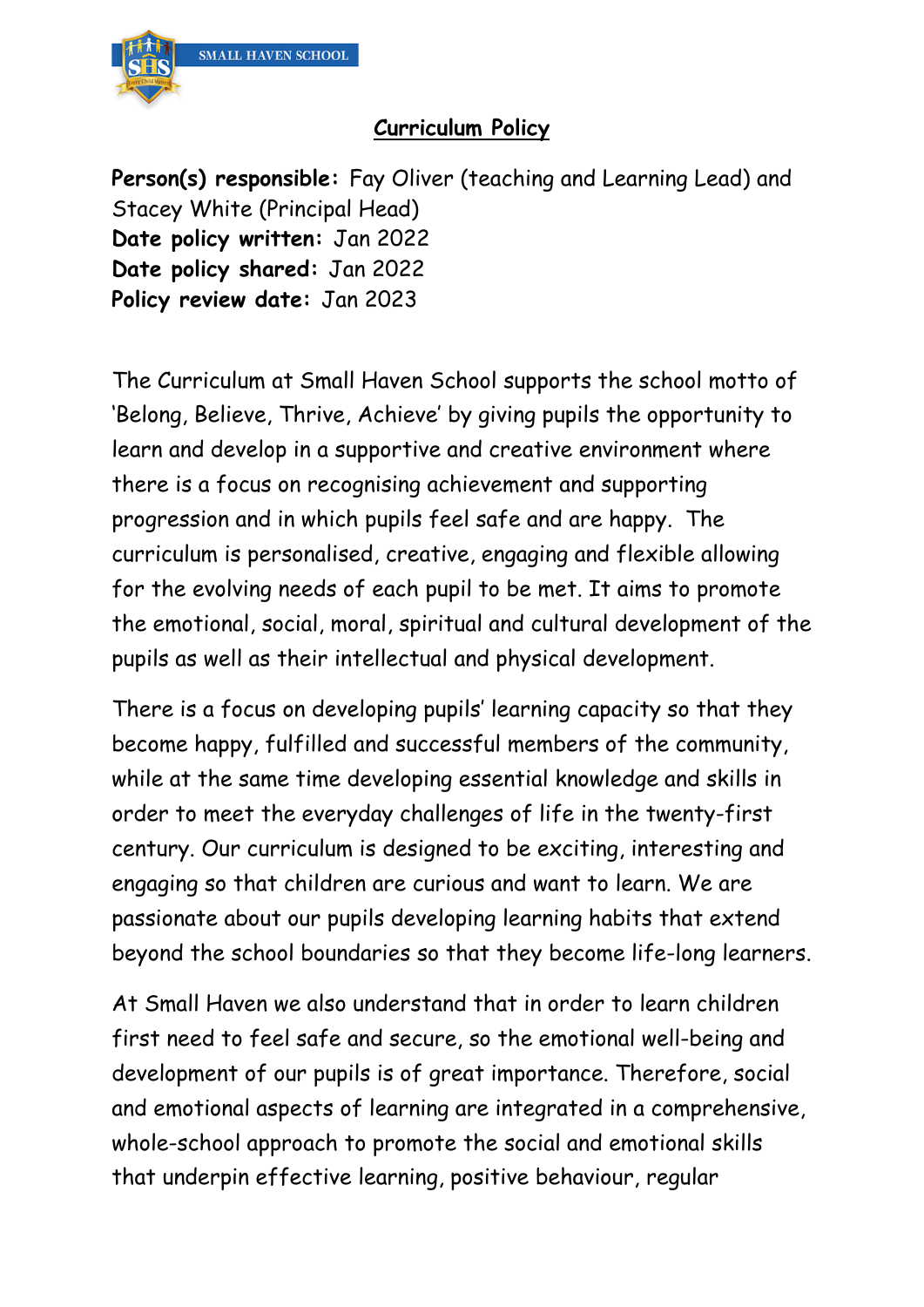SMALL HAVEN SCHOOL

# Curriculum Policy

**Person(s) responsible:** Fay Oliver (teaching and Learning Lead) and Stacey White (Principal Head)
**Date policy written:** Jan 2022
**Date policy shared:** Jan 2022
**Policy review date:** Jan 2023

The Curriculum at Small Haven School supports the school motto of 'Belong, Believe, Thrive, Achieve' by giving pupils the opportunity to learn and develop in a supportive and creative environment where there is a focus on recognising achievement and supporting progression and in which pupils feel safe and are happy. The curriculum is personalised, creative, engaging and flexible allowing for the evolving needs of each pupil to be met. It aims to promote the emotional, social, moral, spiritual and cultural development of the pupils as well as their intellectual and physical development.

There is a focus on developing pupils' learning capacity so that they become happy, fulfilled and successful members of the community, while at the same time developing essential knowledge and skills in order to meet the everyday challenges of life in the twenty-first century. Our curriculum is designed to be exciting, interesting and engaging so that children are curious and want to learn. We are passionate about our pupils developing learning habits that extend beyond the school boundaries so that they become life-long learners.

At Small Haven we also understand that in order to learn children first need to feel safe and secure, so the emotional well-being and development of our pupils is of great importance. Therefore, social and emotional aspects of learning are integrated in a comprehensive, whole-school approach to promote the social and emotional skills that underpin effective learning, positive behaviour, regular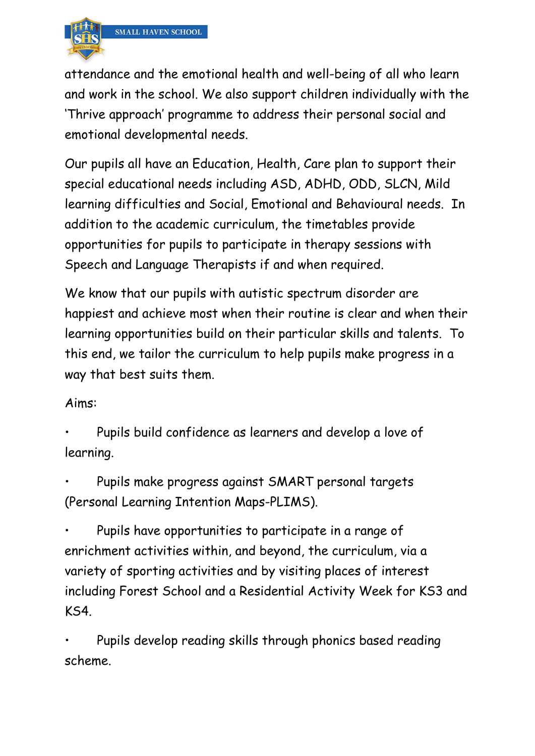attendance and the emotional health and well-being of all who learn and work in the school. We also support children individually with the 'Thrive approach' programme to address their personal social and emotional developmental needs.

Our pupils all have an Education, Health, Care plan to support their special educational needs including ASD, ADHD, ODD, SLCN, Mild learning difficulties and Social, Emotional and Behavioural needs. In addition to the academic curriculum, the timetables provide opportunities for pupils to participate in therapy sessions with Speech and Language Therapists if and when required.

We know that our pupils with autistic spectrum disorder are happiest and achieve most when their routine is clear and when their learning opportunities build on their particular skills and talents. To this end, we tailor the curriculum to help pupils make progress in a way that best suits them.

Aims:

- Pupils build confidence as learners and develop a love of learning.
- Pupils make progress against SMART personal targets (Personal Learning Intention Maps-PLIMS).
- Pupils have opportunities to participate in a range of enrichment activities within, and beyond, the curriculum, via a variety of sporting activities and by visiting places of interest including Forest School and a Residential Activity Week for KS3 and KS4.
- Pupils develop reading skills through phonics based reading scheme.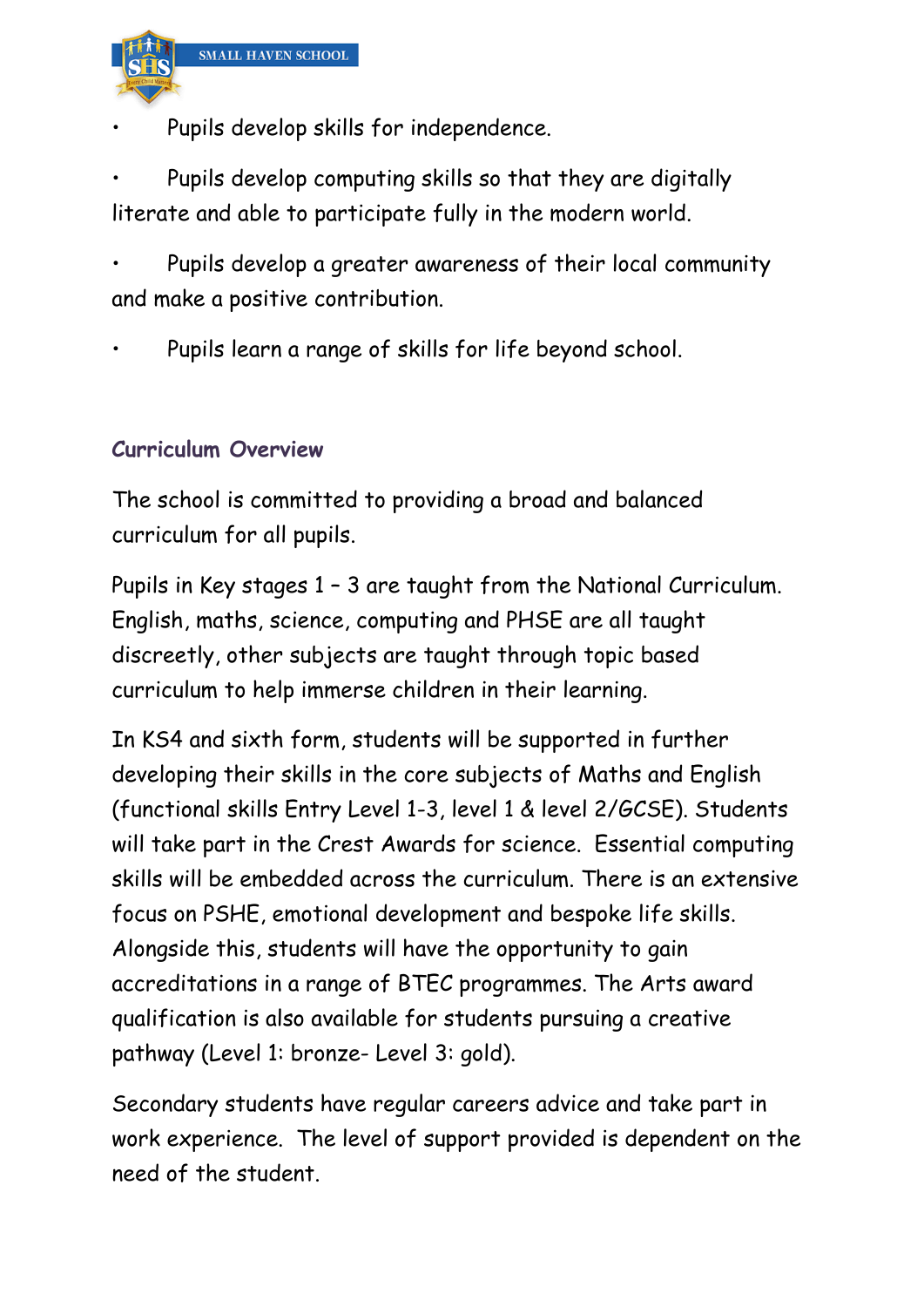- Pupils develop skills for independence.
- Pupils develop computing skills so that they are digitally literate and able to participate fully in the modern world.
- Pupils develop a greater awareness of their local community and make a positive contribution.
- Pupils learn a range of skills for life beyond school.

## Curriculum Overview

The school is committed to providing a broad and balanced curriculum for all pupils.

Pupils in Key stages 1 – 3 are taught from the National Curriculum. English, maths, science, computing and PHSE are all taught discreetly, other subjects are taught through topic based curriculum to help immerse children in their learning.

In KS4 and sixth form, students will be supported in further developing their skills in the core subjects of Maths and English (functional skills Entry Level 1-3, level 1 & level 2/GCSE). Students will take part in the Crest Awards for science. Essential computing skills will be embedded across the curriculum. There is an extensive focus on PSHE, emotional development and bespoke life skills. Alongside this, students will have the opportunity to gain accreditations in a range of BTEC programmes. The Arts award qualification is also available for students pursuing a creative pathway (Level 1: bronze- Level 3: gold).

Secondary students have regular careers advice and take part in work experience. The level of support provided is dependent on the need of the student.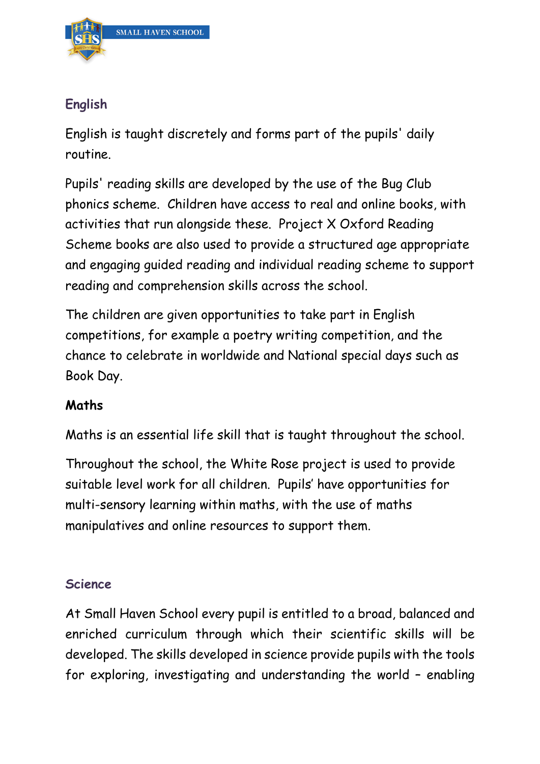## English

English is taught discretely and forms part of the pupils' daily routine.

Pupils' reading skills are developed by the use of the Bug Club phonics scheme. Children have access to real and online books, with activities that run alongside these. Project X Oxford Reading Scheme books are also used to provide a structured age appropriate and engaging guided reading and individual reading scheme to support reading and comprehension skills across the school.

The children are given opportunities to take part in English competitions, for example a poetry writing competition, and the chance to celebrate in worldwide and National special days such as Book Day.

## Maths

Maths is an essential life skill that is taught throughout the school.

Throughout the school, the White Rose project is used to provide suitable level work for all children. Pupils' have opportunities for multi-sensory learning within maths, with the use of maths manipulatives and online resources to support them.

## Science

At Small Haven School every pupil is entitled to a broad, balanced and enriched curriculum through which their scientific skills will be developed. The skills developed in science provide pupils with the tools for exploring, investigating and understanding the world – enabling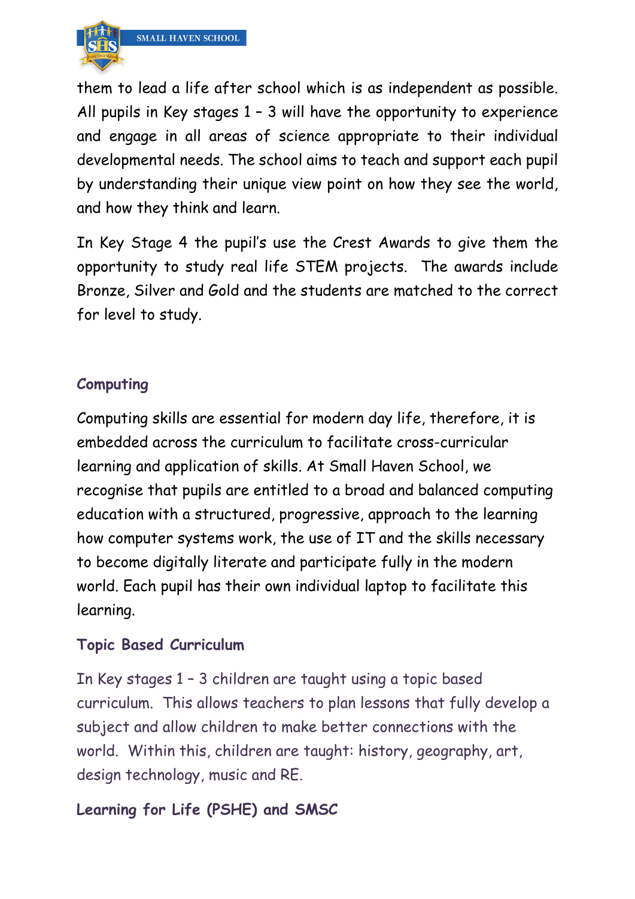them to lead a life after school which is as independent as possible. All pupils in Key stages 1 – 3 will have the opportunity to experience and engage in all areas of science appropriate to their individual developmental needs. The school aims to teach and support each pupil by understanding their unique view point on how they see the world, and how they think and learn.

In Key Stage 4 the pupil's use the Crest Awards to give them the opportunity to study real life STEM projects. The awards include Bronze, Silver and Gold and the students are matched to the correct for level to study.

## Computing

Computing skills are essential for modern day life, therefore, it is embedded across the curriculum to facilitate cross-curricular learning and application of skills. At Small Haven School, we recognise that pupils are entitled to a broad and balanced computing education with a structured, progressive, approach to the learning how computer systems work, the use of IT and the skills necessary to become digitally literate and participate fully in the modern world. Each pupil has their own individual laptop to facilitate this learning.

## Topic Based Curriculum

In Key stages 1 – 3 children are taught using a topic based curriculum. This allows teachers to plan lessons that fully develop a subject and allow children to make better connections with the world. Within this, children are taught: history, geography, art, design technology, music and RE.

## Learning for Life (PSHE) and SMSC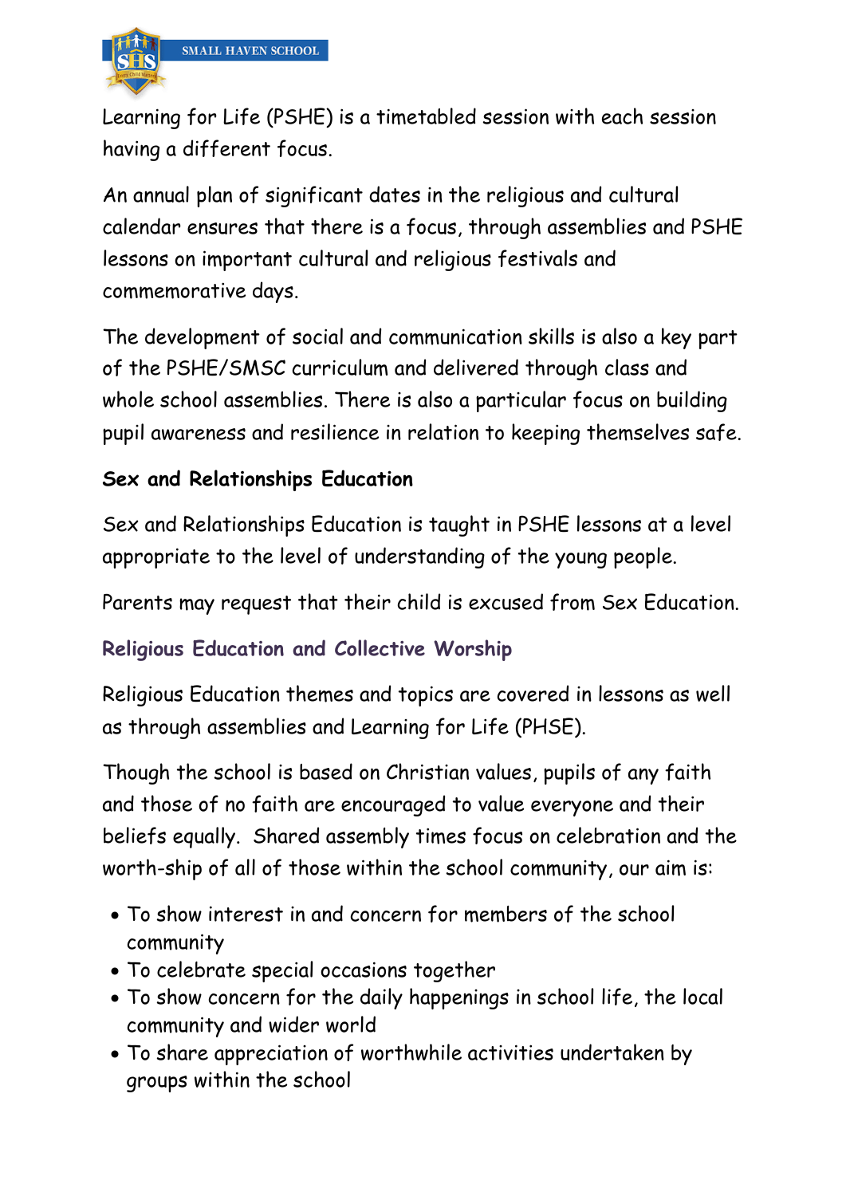Learning for Life (PSHE) is a timetabled session with each session having a different focus.

An annual plan of significant dates in the religious and cultural calendar ensures that there is a focus, through assemblies and PSHE lessons on important cultural and religious festivals and commemorative days.

The development of social and communication skills is also a key part of the PSHE/SMSC curriculum and delivered through class and whole school assemblies. There is also a particular focus on building pupil awareness and resilience in relation to keeping themselves safe.

### Sex and Relationships Education

Sex and Relationships Education is taught in PSHE lessons at a level appropriate to the level of understanding of the young people.

Parents may request that their child is excused from Sex Education.

### Religious Education and Collective Worship

Religious Education themes and topics are covered in lessons as well as through assemblies and Learning for Life (PHSE).

Though the school is based on Christian values, pupils of any faith and those of no faith are encouraged to value everyone and their beliefs equally. Shared assembly times focus on celebration and the worth-ship of all of those within the school community, our aim is:

- To show interest in and concern for members of the school community
- To celebrate special occasions together
- To show concern for the daily happenings in school life, the local community and wider world
- To share appreciation of worthwhile activities undertaken by groups within the school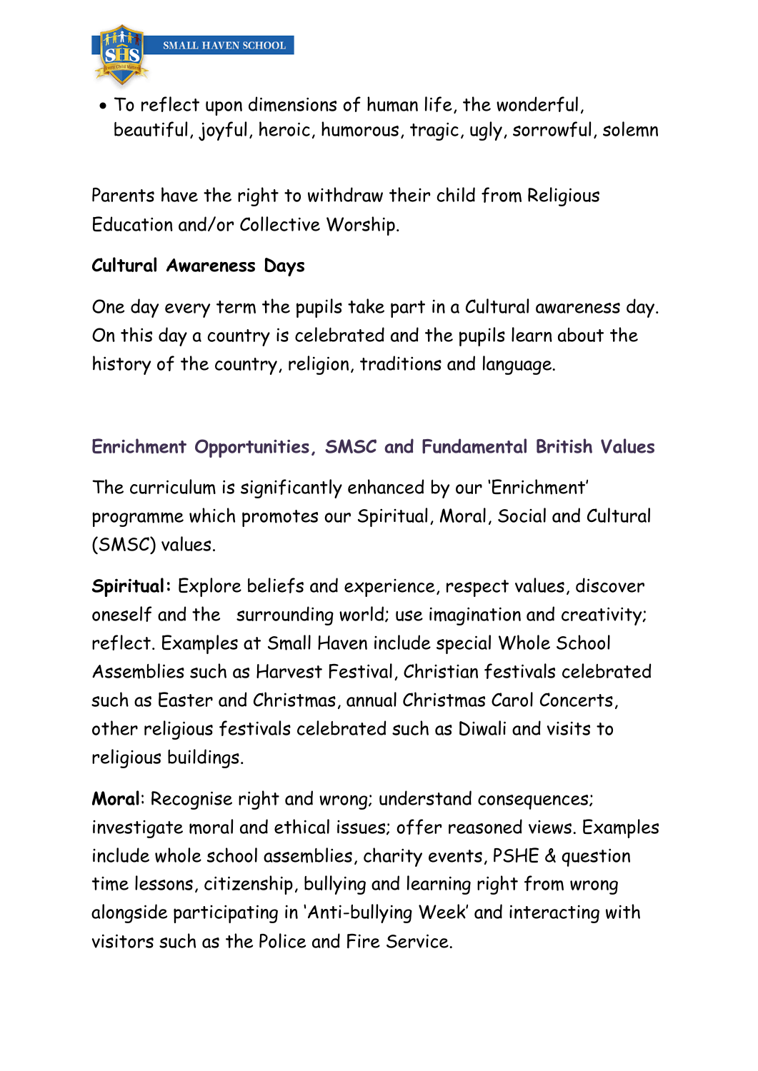- To reflect upon dimensions of human life, the wonderful, beautiful, joyful, heroic, humorous, tragic, ugly, sorrowful, solemn

Parents have the right to withdraw their child from Religious Education and/or Collective Worship.

**Cultural Awareness Days**

One day every term the pupils take part in a Cultural awareness day. On this day a country is celebrated and the pupils learn about the history of the country, religion, traditions and language.

## Enrichment Opportunities, SMSC and Fundamental British Values

The curriculum is significantly enhanced by our 'Enrichment' programme which promotes our Spiritual, Moral, Social and Cultural (SMSC) values.

**Spiritual:** Explore beliefs and experience, respect values, discover oneself and the surrounding world; use imagination and creativity; reflect. Examples at Small Haven include special Whole School Assemblies such as Harvest Festival, Christian festivals celebrated such as Easter and Christmas, annual Christmas Carol Concerts, other religious festivals celebrated such as Diwali and visits to religious buildings.

**Moral**: Recognise right and wrong; understand consequences; investigate moral and ethical issues; offer reasoned views. Examples include whole school assemblies, charity events, PSHE & question time lessons, citizenship, bullying and learning right from wrong alongside participating in 'Anti-bullying Week' and interacting with visitors such as the Police and Fire Service.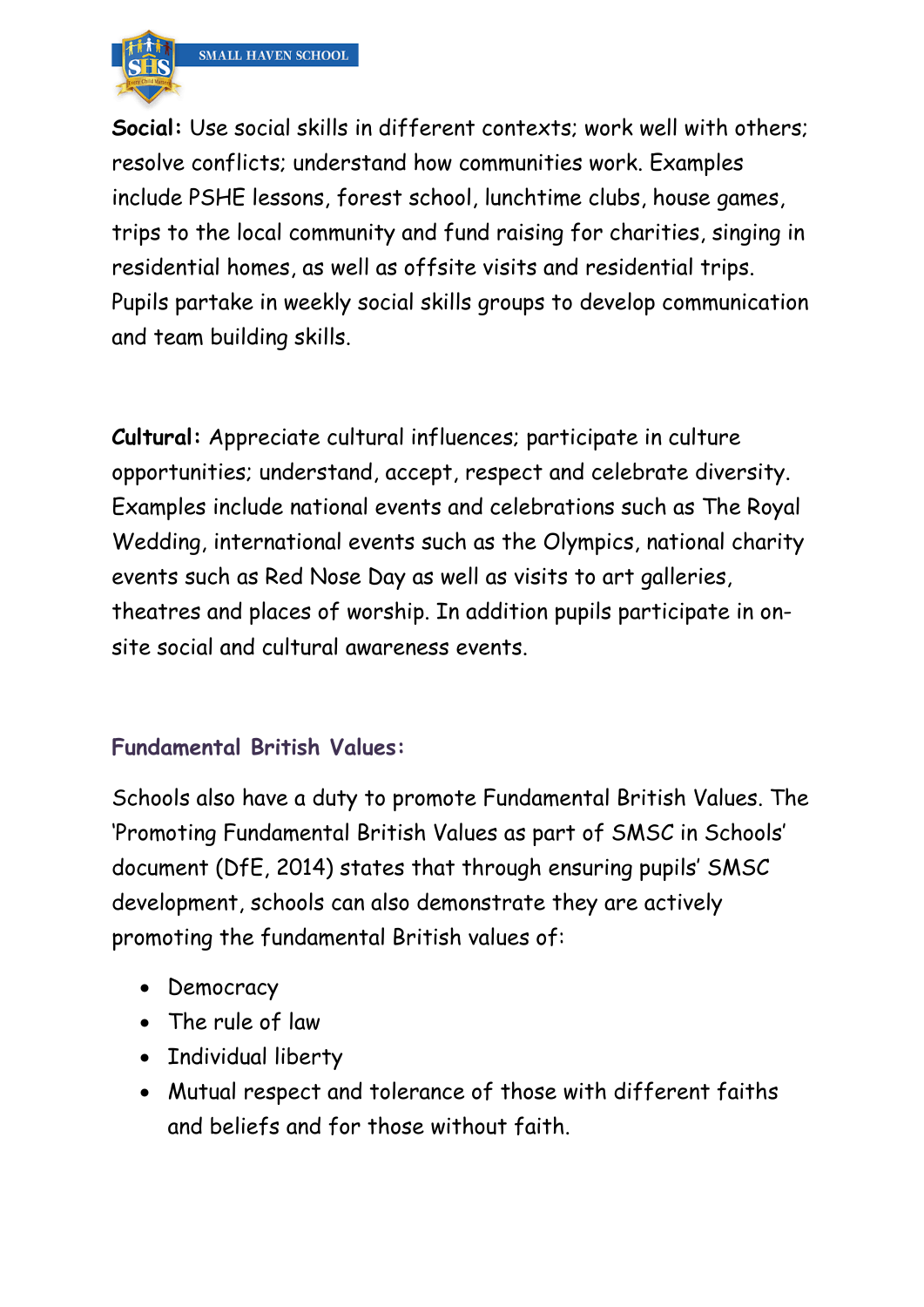**Social:** Use social skills in different contexts; work well with others; resolve conflicts; understand how communities work. Examples include PSHE lessons, forest school, lunchtime clubs, house games, trips to the local community and fund raising for charities, singing in residential homes, as well as offsite visits and residential trips. Pupils partake in weekly social skills groups to develop communication and team building skills.

**Cultural:** Appreciate cultural influences; participate in culture opportunities; understand, accept, respect and celebrate diversity. Examples include national events and celebrations such as The Royal Wedding, international events such as the Olympics, national charity events such as Red Nose Day as well as visits to art galleries, theatres and places of worship. In addition pupils participate in on-site social and cultural awareness events.

## Fundamental British Values:

Schools also have a duty to promote Fundamental British Values. The 'Promoting Fundamental British Values as part of SMSC in Schools' document (DfE, 2014) states that through ensuring pupils' SMSC development, schools can also demonstrate they are actively promoting the fundamental British values of:

- Democracy
- The rule of law
- Individual liberty
- Mutual respect and tolerance of those with different faiths and beliefs and for those without faith.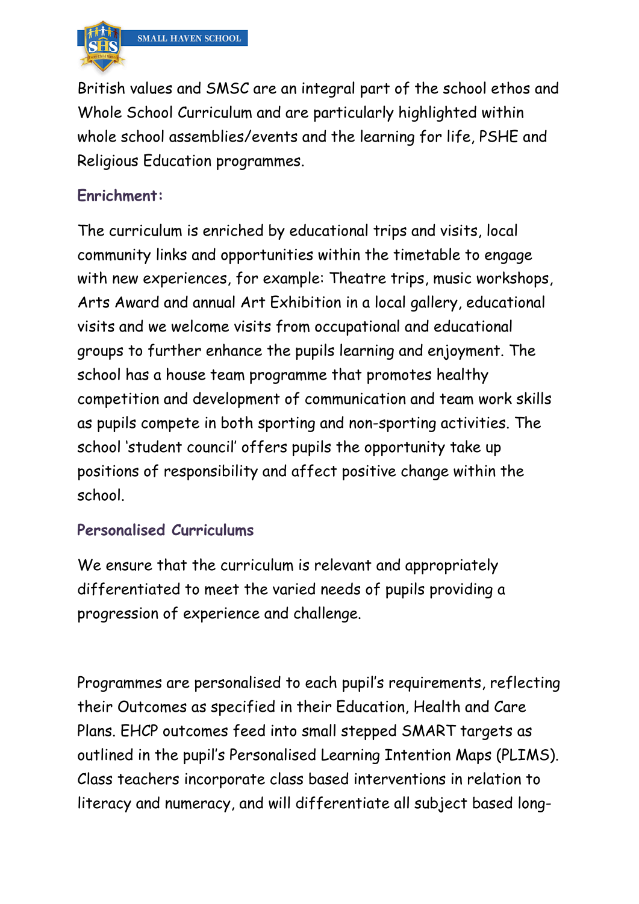British values and SMSC are an integral part of the school ethos and Whole School Curriculum and are particularly highlighted within whole school assemblies/events and the learning for life, PSHE and Religious Education programmes.

### Enrichment:

The curriculum is enriched by educational trips and visits, local community links and opportunities within the timetable to engage with new experiences, for example: Theatre trips, music workshops, Arts Award and annual Art Exhibition in a local gallery, educational visits and we welcome visits from occupational and educational groups to further enhance the pupils learning and enjoyment. The school has a house team programme that promotes healthy competition and development of communication and team work skills as pupils compete in both sporting and non-sporting activities. The school 'student council' offers pupils the opportunity take up positions of responsibility and affect positive change within the school.

### Personalised Curriculums

We ensure that the curriculum is relevant and appropriately differentiated to meet the varied needs of pupils providing a progression of experience and challenge.

Programmes are personalised to each pupil's requirements, reflecting their Outcomes as specified in their Education, Health and Care Plans. EHCP outcomes feed into small stepped SMART targets as outlined in the pupil's Personalised Learning Intention Maps (PLIMS). Class teachers incorporate class based interventions in relation to literacy and numeracy, and will differentiate all subject based long-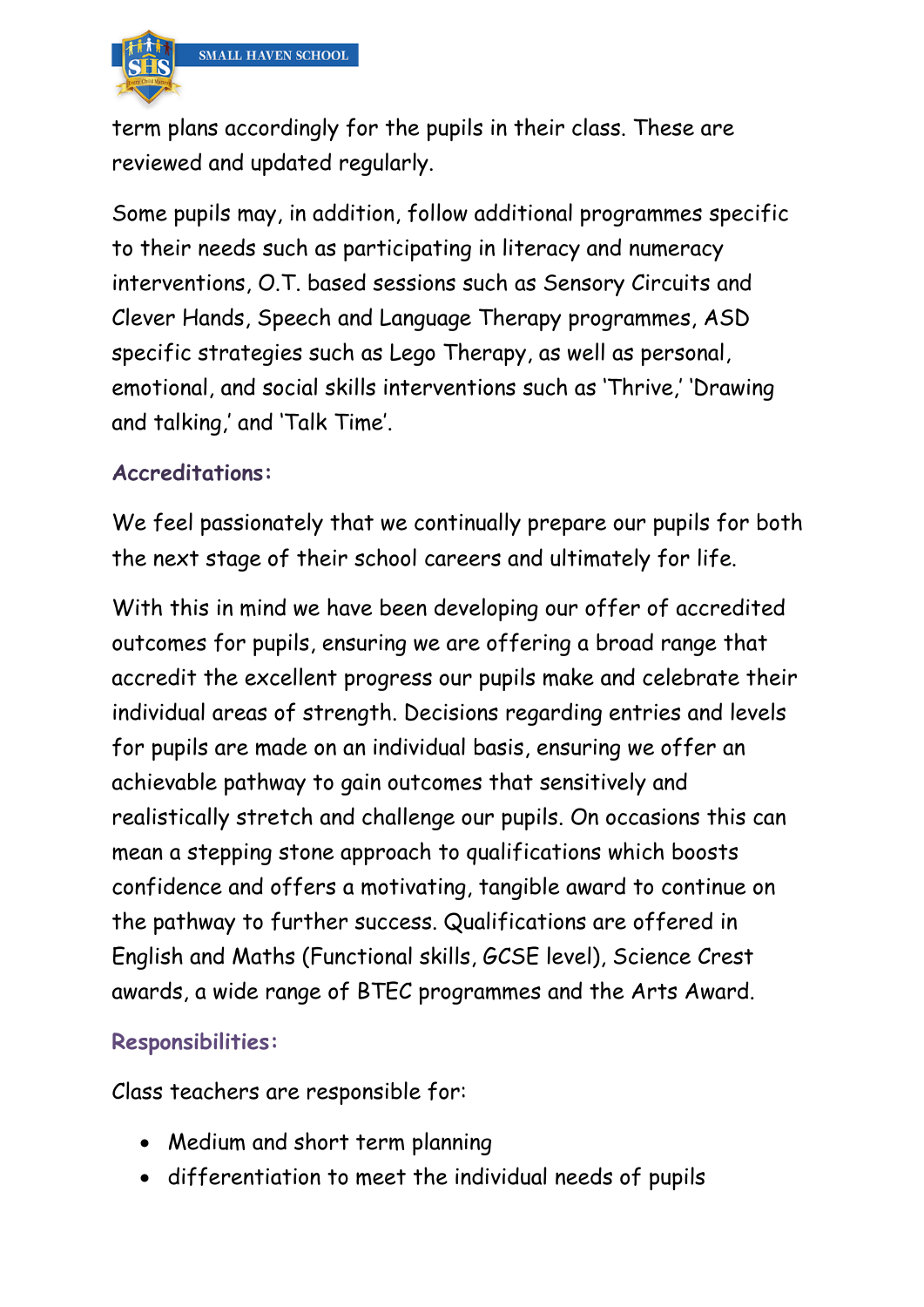term plans accordingly for the pupils in their class. These are reviewed and updated regularly.

Some pupils may, in addition, follow additional programmes specific to their needs such as participating in literacy and numeracy interventions, O.T. based sessions such as Sensory Circuits and Clever Hands, Speech and Language Therapy programmes, ASD specific strategies such as Lego Therapy, as well as personal, emotional, and social skills interventions such as 'Thrive,' 'Drawing and talking,' and 'Talk Time'.

### Accreditations:

We feel passionately that we continually prepare our pupils for both the next stage of their school careers and ultimately for life.

With this in mind we have been developing our offer of accredited outcomes for pupils, ensuring we are offering a broad range that accredit the excellent progress our pupils make and celebrate their individual areas of strength. Decisions regarding entries and levels for pupils are made on an individual basis, ensuring we offer an achievable pathway to gain outcomes that sensitively and realistically stretch and challenge our pupils. On occasions this can mean a stepping stone approach to qualifications which boosts confidence and offers a motivating, tangible award to continue on the pathway to further success. Qualifications are offered in English and Maths (Functional skills, GCSE level), Science Crest awards, a wide range of BTEC programmes and the Arts Award.

### Responsibilities:

Class teachers are responsible for:

- Medium and short term planning
- differentiation to meet the individual needs of pupils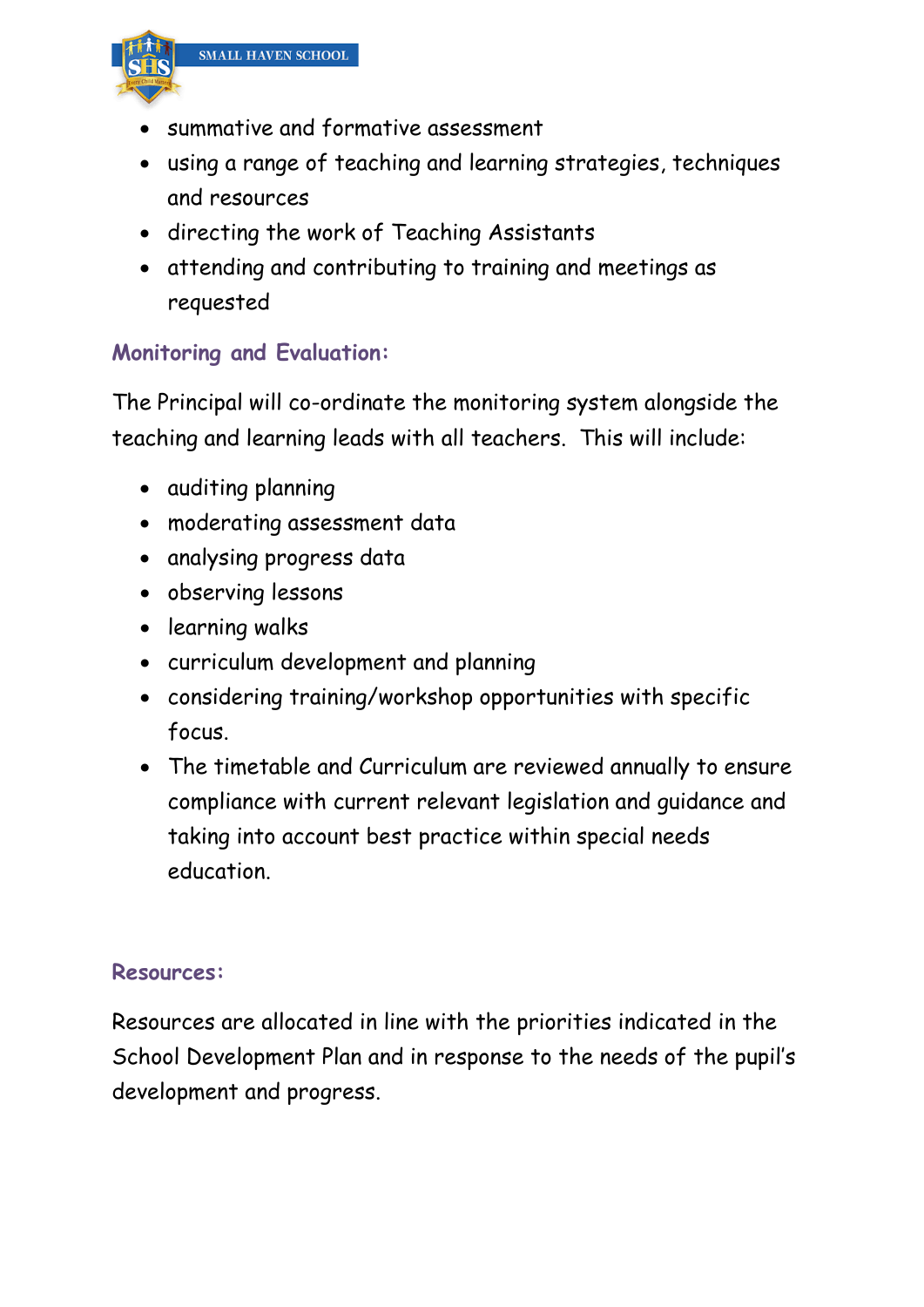- summative and formative assessment
- using a range of teaching and learning strategies, techniques and resources
- directing the work of Teaching Assistants
- attending and contributing to training and meetings as requested

## Monitoring and Evaluation:

The Principal will co-ordinate the monitoring system alongside the teaching and learning leads with all teachers. This will include:

- auditing planning
- moderating assessment data
- analysing progress data
- observing lessons
- learning walks
- curriculum development and planning
- considering training/workshop opportunities with specific focus.
- The timetable and Curriculum are reviewed annually to ensure compliance with current relevant legislation and guidance and taking into account best practice within special needs education.

## Resources:

Resources are allocated in line with the priorities indicated in the School Development Plan and in response to the needs of the pupil's development and progress.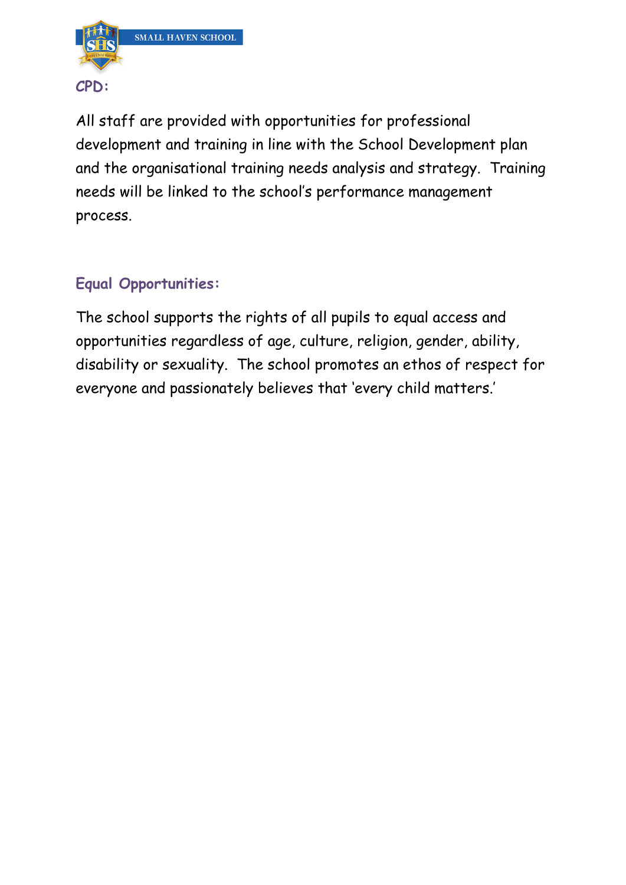### CPD:

All staff are provided with opportunities for professional development and training in line with the School Development plan and the organisational training needs analysis and strategy. Training needs will be linked to the school's performance management process.

### Equal Opportunities:

The school supports the rights of all pupils to equal access and opportunities regardless of age, culture, religion, gender, ability, disability or sexuality. The school promotes an ethos of respect for everyone and passionately believes that 'every child matters.'